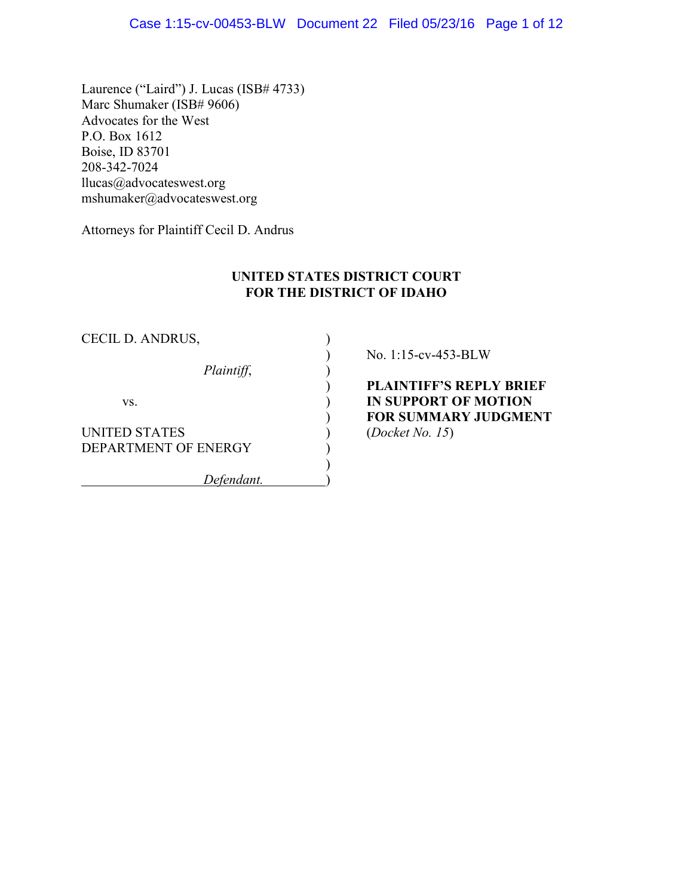Laurence ("Laird") J. Lucas (ISB# 4733)
Marc Shumaker (ISB# 9606)
Advocates for the West
P.O. Box 1612
Boise, ID 83701
208-342-7024
llucas@advocateswest.org
mshumaker@advocateswest.org

Attorneys for Plaintiff Cecil D. Andrus

**UNITED STATES DISTRICT COURT**
**FOR THE DISTRICT OF IDAHO**

| | |
|---|---|
| CECIL D. ANDRUS,<br><br>*Plaintiff*,<br><br>vs.<br><br>UNITED STATES DEPARTMENT OF ENERGY<br><br>*Defendant.* | No. 1:15-cv-453-BLW<br><br>**PLAINTIFF'S REPLY BRIEF IN SUPPORT OF MOTION FOR SUMMARY JUDGMENT**<br>(*Docket No. 15*) |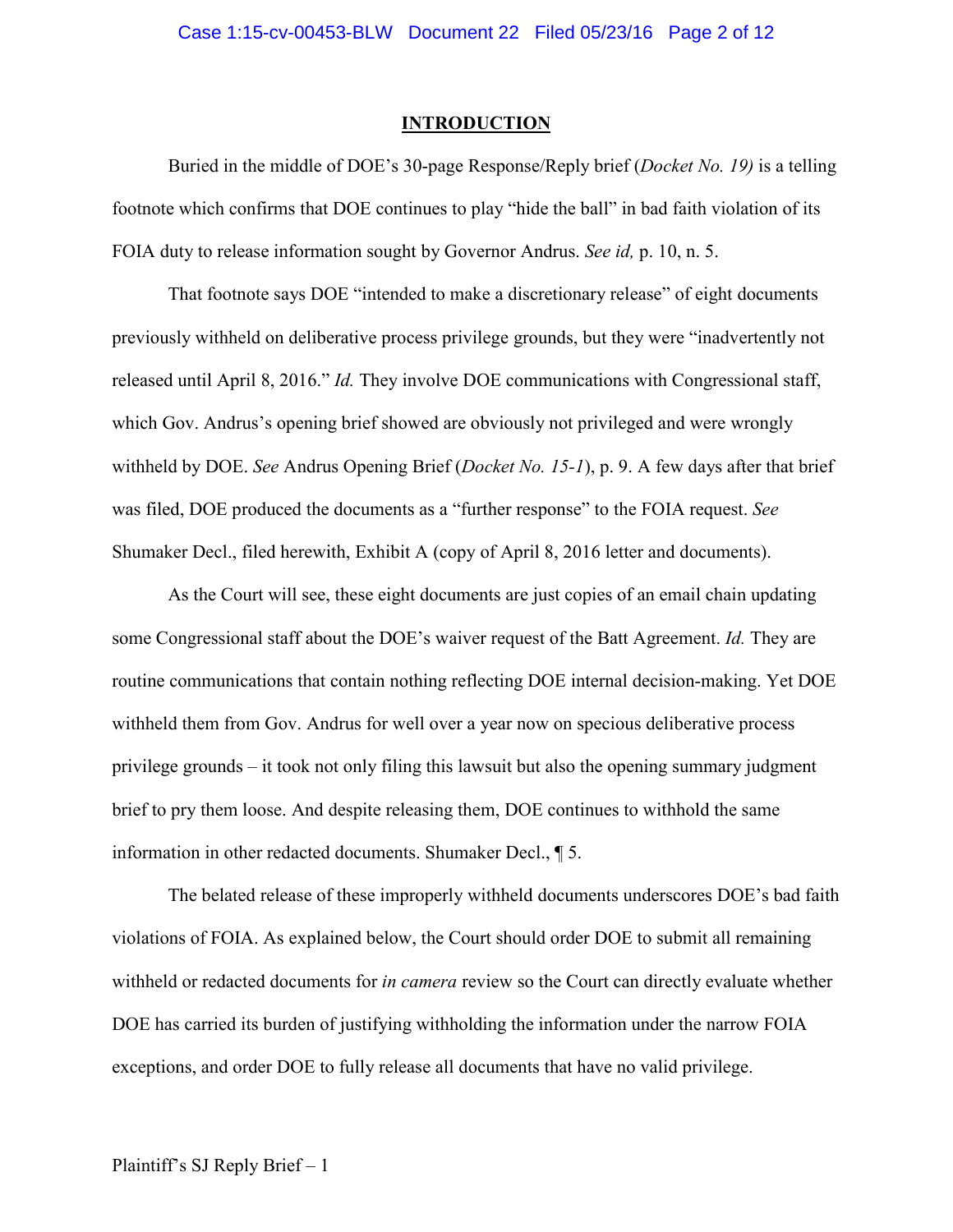## INTRODUCTION

Buried in the middle of DOE's 30-page Response/Reply brief (*Docket No. 19)* is a telling footnote which confirms that DOE continues to play "hide the ball" in bad faith violation of its FOIA duty to release information sought by Governor Andrus. *See id,* p. 10, n. 5.

That footnote says DOE "intended to make a discretionary release" of eight documents previously withheld on deliberative process privilege grounds, but they were "inadvertently not released until April 8, 2016." *Id.* They involve DOE communications with Congressional staff, which Gov. Andrus's opening brief showed are obviously not privileged and were wrongly withheld by DOE. *See* Andrus Opening Brief (*Docket No. 15-1*), p. 9. A few days after that brief was filed, DOE produced the documents as a "further response" to the FOIA request. *See* Shumaker Decl., filed herewith, Exhibit A (copy of April 8, 2016 letter and documents).

As the Court will see, these eight documents are just copies of an email chain updating some Congressional staff about the DOE's waiver request of the Batt Agreement. *Id.* They are routine communications that contain nothing reflecting DOE internal decision-making. Yet DOE withheld them from Gov. Andrus for well over a year now on specious deliberative process privilege grounds – it took not only filing this lawsuit but also the opening summary judgment brief to pry them loose. And despite releasing them, DOE continues to withhold the same information in other redacted documents. Shumaker Decl., ¶ 5.

The belated release of these improperly withheld documents underscores DOE's bad faith violations of FOIA. As explained below, the Court should order DOE to submit all remaining withheld or redacted documents for *in camera* review so the Court can directly evaluate whether DOE has carried its burden of justifying withholding the information under the narrow FOIA exceptions, and order DOE to fully release all documents that have no valid privilege.

Plaintiff's SJ Reply Brief – 1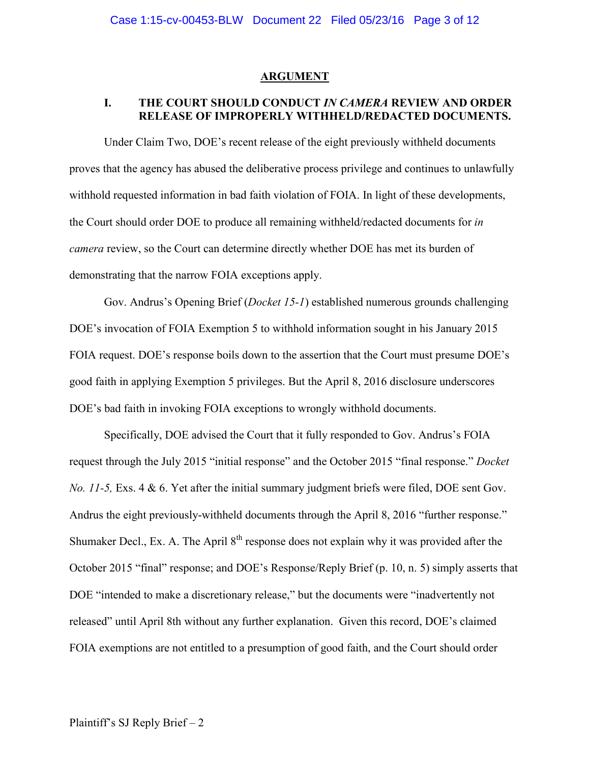## ARGUMENT

### I. THE COURT SHOULD CONDUCT *IN CAMERA* REVIEW AND ORDER RELEASE OF IMPROPERLY WITHHELD/REDACTED DOCUMENTS.

Under Claim Two, DOE's recent release of the eight previously withheld documents proves that the agency has abused the deliberative process privilege and continues to unlawfully withhold requested information in bad faith violation of FOIA. In light of these developments, the Court should order DOE to produce all remaining withheld/redacted documents for *in camera* review, so the Court can determine directly whether DOE has met its burden of demonstrating that the narrow FOIA exceptions apply.

Gov. Andrus's Opening Brief (*Docket 15-1*) established numerous grounds challenging DOE's invocation of FOIA Exemption 5 to withhold information sought in his January 2015 FOIA request. DOE's response boils down to the assertion that the Court must presume DOE's good faith in applying Exemption 5 privileges. But the April 8, 2016 disclosure underscores DOE's bad faith in invoking FOIA exceptions to wrongly withhold documents.

Specifically, DOE advised the Court that it fully responded to Gov. Andrus's FOIA request through the July 2015 "initial response" and the October 2015 "final response." *Docket No. 11-5,* Exs. 4 & 6. Yet after the initial summary judgment briefs were filed, DOE sent Gov. Andrus the eight previously-withheld documents through the April 8, 2016 "further response." Shumaker Decl., Ex. A. The April 8th response does not explain why it was provided after the October 2015 "final" response; and DOE's Response/Reply Brief (p. 10, n. 5) simply asserts that DOE "intended to make a discretionary release," but the documents were "inadvertently not released" until April 8th without any further explanation. Given this record, DOE's claimed FOIA exemptions are not entitled to a presumption of good faith, and the Court should order

Plaintiff's SJ Reply Brief – 2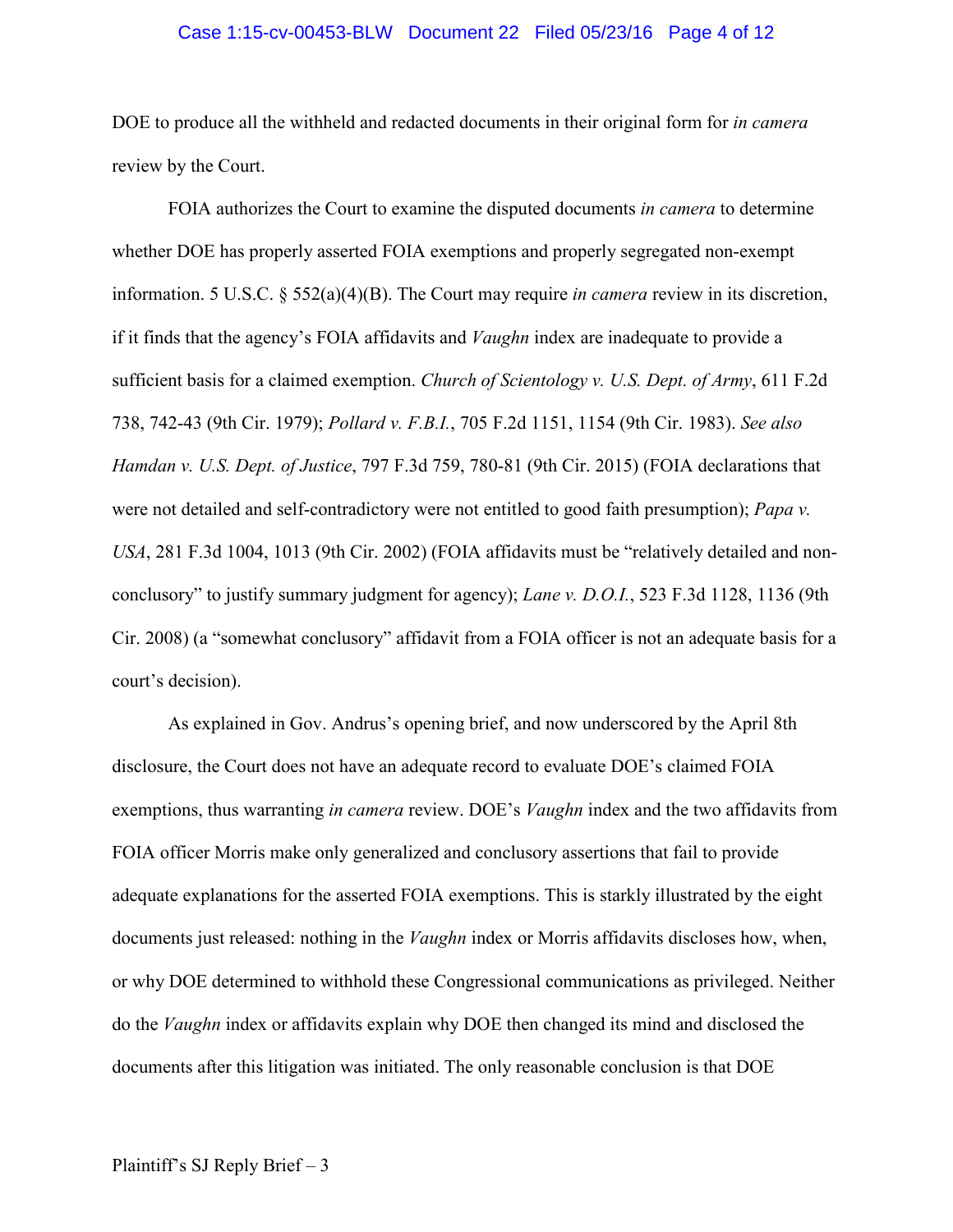DOE to produce all the withheld and redacted documents in their original form for *in camera* review by the Court.

FOIA authorizes the Court to examine the disputed documents *in camera* to determine whether DOE has properly asserted FOIA exemptions and properly segregated non-exempt information. 5 U.S.C. § 552(a)(4)(B). The Court may require *in camera* review in its discretion, if it finds that the agency's FOIA affidavits and *Vaughn* index are inadequate to provide a sufficient basis for a claimed exemption. *Church of Scientology v. U.S. Dept. of Army*, 611 F.2d 738, 742-43 (9th Cir. 1979); *Pollard v. F.B.I.*, 705 F.2d 1151, 1154 (9th Cir. 1983). *See also Hamdan v. U.S. Dept. of Justice*, 797 F.3d 759, 780-81 (9th Cir. 2015) (FOIA declarations that were not detailed and self-contradictory were not entitled to good faith presumption); *Papa v. USA*, 281 F.3d 1004, 1013 (9th Cir. 2002) (FOIA affidavits must be "relatively detailed and non-conclusory" to justify summary judgment for agency); *Lane v. D.O.I.*, 523 F.3d 1128, 1136 (9th Cir. 2008) (a "somewhat conclusory" affidavit from a FOIA officer is not an adequate basis for a court's decision).

As explained in Gov. Andrus's opening brief, and now underscored by the April 8th disclosure, the Court does not have an adequate record to evaluate DOE's claimed FOIA exemptions, thus warranting *in camera* review. DOE's *Vaughn* index and the two affidavits from FOIA officer Morris make only generalized and conclusory assertions that fail to provide adequate explanations for the asserted FOIA exemptions. This is starkly illustrated by the eight documents just released: nothing in the *Vaughn* index or Morris affidavits discloses how, when, or why DOE determined to withhold these Congressional communications as privileged. Neither do the *Vaughn* index or affidavits explain why DOE then changed its mind and disclosed the documents after this litigation was initiated. The only reasonable conclusion is that DOE

Plaintiff's SJ Reply Brief – 3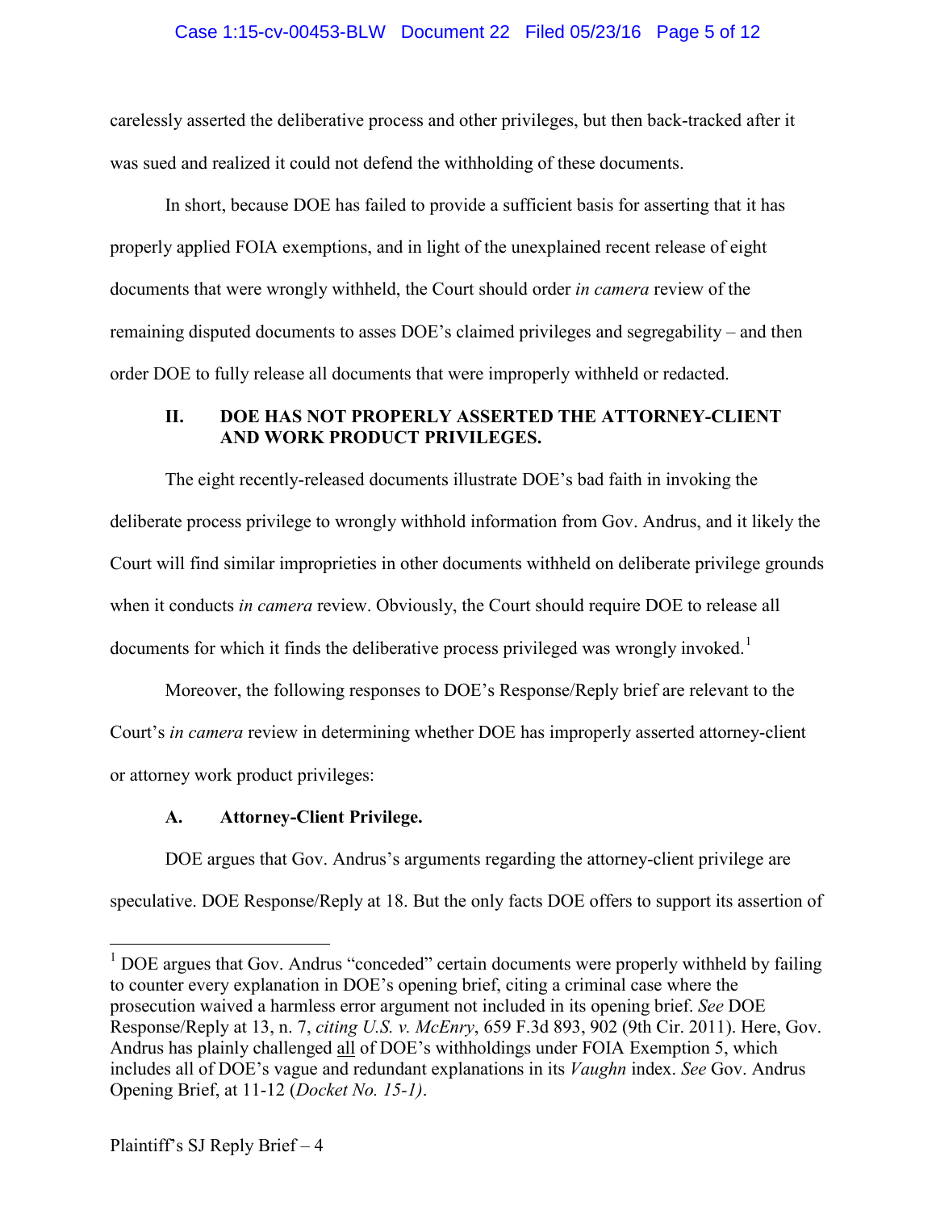carelessly asserted the deliberative process and other privileges, but then back-tracked after it was sued and realized it could not defend the withholding of these documents.

In short, because DOE has failed to provide a sufficient basis for asserting that it has properly applied FOIA exemptions, and in light of the unexplained recent release of eight documents that were wrongly withheld, the Court should order *in camera* review of the remaining disputed documents to asses DOE's claimed privileges and segregability – and then order DOE to fully release all documents that were improperly withheld or redacted.

## II. DOE HAS NOT PROPERLY ASSERTED THE ATTORNEY-CLIENT AND WORK PRODUCT PRIVILEGES.

The eight recently-released documents illustrate DOE's bad faith in invoking the deliberate process privilege to wrongly withhold information from Gov. Andrus, and it likely the Court will find similar improprieties in other documents withheld on deliberate privilege grounds when it conducts *in camera* review. Obviously, the Court should require DOE to release all documents for which it finds the deliberative process privileged was wrongly invoked.[1]

Moreover, the following responses to DOE's Response/Reply brief are relevant to the Court's *in camera* review in determining whether DOE has improperly asserted attorney-client or attorney work product privileges:

### A. Attorney-Client Privilege.

DOE argues that Gov. Andrus's arguments regarding the attorney-client privilege are speculative. DOE Response/Reply at 18. But the only facts DOE offers to support its assertion of

---

[1] DOE argues that Gov. Andrus "conceded" certain documents were properly withheld by failing to counter every explanation in DOE's opening brief, citing a criminal case where the prosecution waived a harmless error argument not included in its opening brief. *See* DOE Response/Reply at 13, n. 7, *citing U.S. v. McEnry*, 659 F.3d 893, 902 (9th Cir. 2011). Here, Gov. Andrus has plainly challenged all of DOE's withholdings under FOIA Exemption 5, which includes all of DOE's vague and redundant explanations in its *Vaughn* index. *See* Gov. Andrus Opening Brief, at 11-12 (*Docket No. 15-1)*.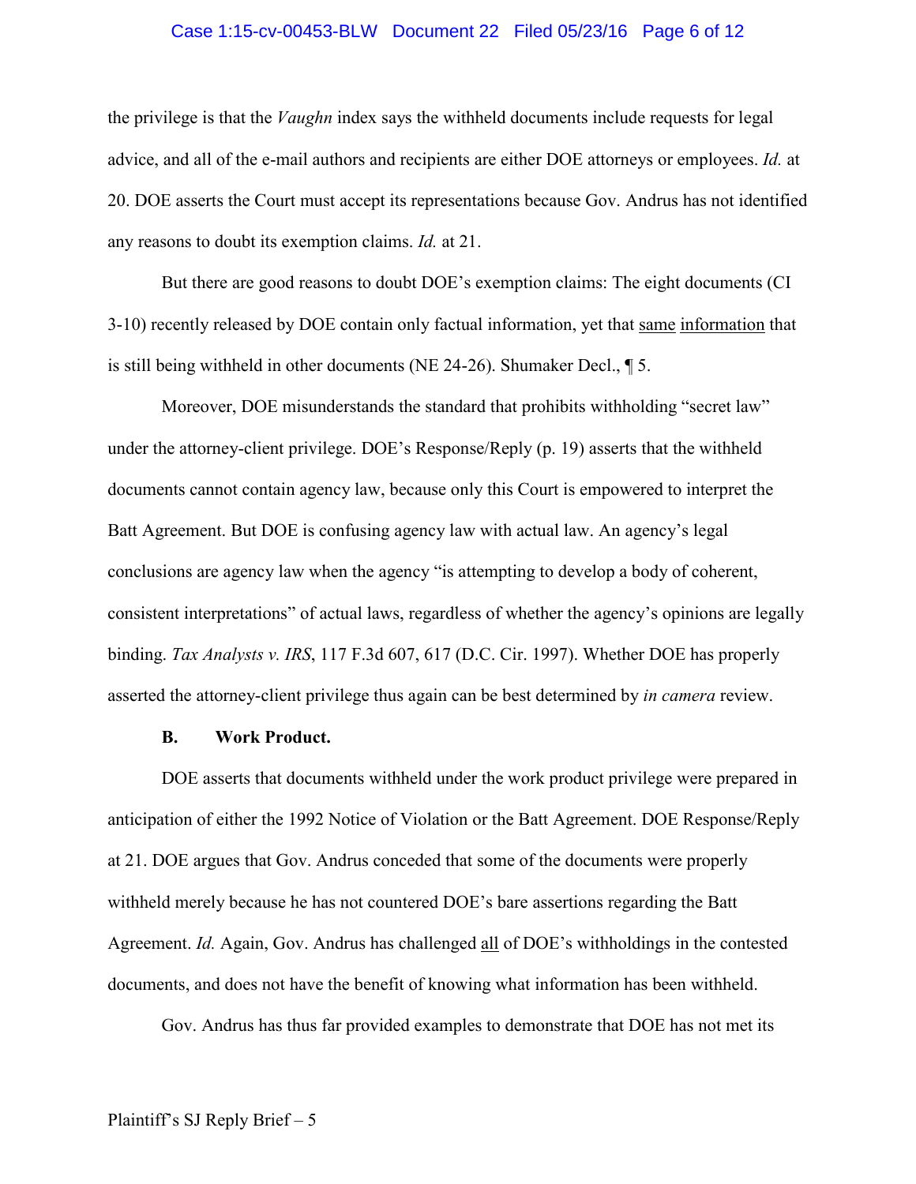the privilege is that the *Vaughn* index says the withheld documents include requests for legal advice, and all of the e-mail authors and recipients are either DOE attorneys or employees. *Id.* at 20. DOE asserts the Court must accept its representations because Gov. Andrus has not identified any reasons to doubt its exemption claims. *Id.* at 21.

But there are good reasons to doubt DOE's exemption claims: The eight documents (CI 3-10) recently released by DOE contain only factual information, yet that <u>same</u> <u>information</u> that is still being withheld in other documents (NE 24-26). Shumaker Decl., ¶ 5.

Moreover, DOE misunderstands the standard that prohibits withholding "secret law" under the attorney-client privilege. DOE's Response/Reply (p. 19) asserts that the withheld documents cannot contain agency law, because only this Court is empowered to interpret the Batt Agreement. But DOE is confusing agency law with actual law. An agency's legal conclusions are agency law when the agency "is attempting to develop a body of coherent, consistent interpretations" of actual laws, regardless of whether the agency's opinions are legally binding. *Tax Analysts v. IRS*, 117 F.3d 607, 617 (D.C. Cir. 1997). Whether DOE has properly asserted the attorney-client privilege thus again can be best determined by *in camera* review.

### B. Work Product.

DOE asserts that documents withheld under the work product privilege were prepared in anticipation of either the 1992 Notice of Violation or the Batt Agreement. DOE Response/Reply at 21. DOE argues that Gov. Andrus conceded that some of the documents were properly withheld merely because he has not countered DOE's bare assertions regarding the Batt Agreement. *Id.* Again, Gov. Andrus has challenged <u>all</u> of DOE's withholdings in the contested documents, and does not have the benefit of knowing what information has been withheld.

Gov. Andrus has thus far provided examples to demonstrate that DOE has not met its

Plaintiff's SJ Reply Brief – 5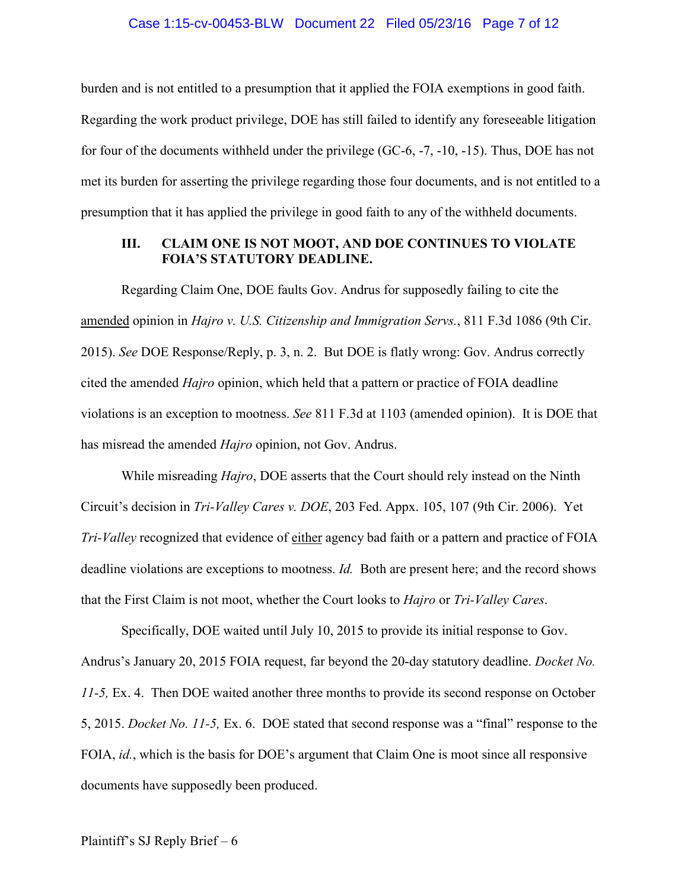burden and is not entitled to a presumption that it applied the FOIA exemptions in good faith. Regarding the work product privilege, DOE has still failed to identify any foreseeable litigation for four of the documents withheld under the privilege (GC-6, -7, -10, -15). Thus, DOE has not met its burden for asserting the privilege regarding those four documents, and is not entitled to a presumption that it has applied the privilege in good faith to any of the withheld documents.

## III. CLAIM ONE IS NOT MOOT, AND DOE CONTINUES TO VIOLATE FOIA'S STATUTORY DEADLINE.

Regarding Claim One, DOE faults Gov. Andrus for supposedly failing to cite the amended opinion in *Hajro v. U.S. Citizenship and Immigration Servs.*, 811 F.3d 1086 (9th Cir. 2015). *See* DOE Response/Reply, p. 3, n. 2. But DOE is flatly wrong: Gov. Andrus correctly cited the amended *Hajro* opinion, which held that a pattern or practice of FOIA deadline violations is an exception to mootness. *See* 811 F.3d at 1103 (amended opinion). It is DOE that has misread the amended *Hajro* opinion, not Gov. Andrus.

While misreading *Hajro*, DOE asserts that the Court should rely instead on the Ninth Circuit's decision in *Tri-Valley Cares v. DOE*, 203 Fed. Appx. 105, 107 (9th Cir. 2006). Yet *Tri-Valley* recognized that evidence of either agency bad faith or a pattern and practice of FOIA deadline violations are exceptions to mootness. *Id.* Both are present here; and the record shows that the First Claim is not moot, whether the Court looks to *Hajro* or *Tri-Valley Cares*.

Specifically, DOE waited until July 10, 2015 to provide its initial response to Gov. Andrus's January 20, 2015 FOIA request, far beyond the 20-day statutory deadline. *Docket No. 11-5,* Ex. 4. Then DOE waited another three months to provide its second response on October 5, 2015. *Docket No. 11-5,* Ex. 6. DOE stated that second response was a "final" response to the FOIA, *id.*, which is the basis for DOE's argument that Claim One is moot since all responsive documents have supposedly been produced.

Plaintiff's SJ Reply Brief – 6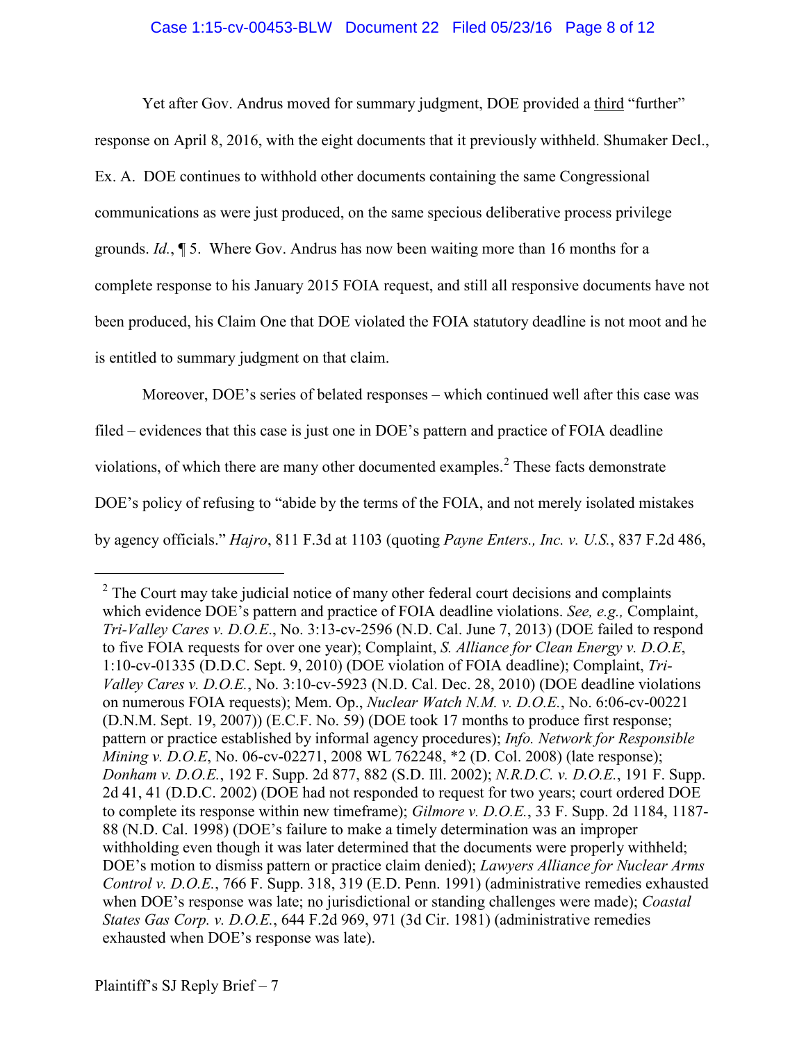Yet after Gov. Andrus moved for summary judgment, DOE provided a third "further" response on April 8, 2016, with the eight documents that it previously withheld. Shumaker Decl., Ex. A. DOE continues to withhold other documents containing the same Congressional communications as were just produced, on the same specious deliberative process privilege grounds. *Id.*, ¶ 5. Where Gov. Andrus has now been waiting more than 16 months for a complete response to his January 2015 FOIA request, and still all responsive documents have not been produced, his Claim One that DOE violated the FOIA statutory deadline is not moot and he is entitled to summary judgment on that claim.

Moreover, DOE's series of belated responses – which continued well after this case was filed – evidences that this case is just one in DOE's pattern and practice of FOIA deadline violations, of which there are many other documented examples.[2] These facts demonstrate DOE's policy of refusing to "abide by the terms of the FOIA, and not merely isolated mistakes by agency officials." *Hajro*, 811 F.3d at 1103 (quoting *Payne Enters., Inc. v. U.S.*, 837 F.2d 486,

---

[2] The Court may take judicial notice of many other federal court decisions and complaints which evidence DOE's pattern and practice of FOIA deadline violations. *See, e.g.,* Complaint, *Tri-Valley Cares v. D.O.E.*, No. 3:13-cv-2596 (N.D. Cal. June 7, 2013) (DOE failed to respond to five FOIA requests for over one year); Complaint, *S. Alliance for Clean Energy v. D.O.E*, 1:10-cv-01335 (D.D.C. Sept. 9, 2010) (DOE violation of FOIA deadline); Complaint, *Tri-Valley Cares v. D.O.E.*, No. 3:10-cv-5923 (N.D. Cal. Dec. 28, 2010) (DOE deadline violations on numerous FOIA requests); Mem. Op., *Nuclear Watch N.M. v. D.O.E.*, No. 6:06-cv-00221 (D.N.M. Sept. 19, 2007)) (E.C.F. No. 59) (DOE took 17 months to produce first response; pattern or practice established by informal agency procedures); *Info. Network for Responsible Mining v. D.O.E*, No. 06-cv-02271, 2008 WL 762248, \*2 (D. Col. 2008) (late response); *Donham v. D.O.E.*, 192 F. Supp. 2d 877, 882 (S.D. Ill. 2002); *N.R.D.C. v. D.O.E.*, 191 F. Supp. 2d 41, 41 (D.D.C. 2002) (DOE had not responded to request for two years; court ordered DOE to complete its response within new timeframe); *Gilmore v. D.O.E.*, 33 F. Supp. 2d 1184, 1187-88 (N.D. Cal. 1998) (DOE's failure to make a timely determination was an improper withholding even though it was later determined that the documents were properly withheld; DOE's motion to dismiss pattern or practice claim denied); *Lawyers Alliance for Nuclear Arms Control v. D.O.E.*, 766 F. Supp. 318, 319 (E.D. Penn. 1991) (administrative remedies exhausted when DOE's response was late; no jurisdictional or standing challenges were made); *Coastal States Gas Corp. v. D.O.E.*, 644 F.2d 969, 971 (3d Cir. 1981) (administrative remedies exhausted when DOE's response was late).

Plaintiff's SJ Reply Brief – 7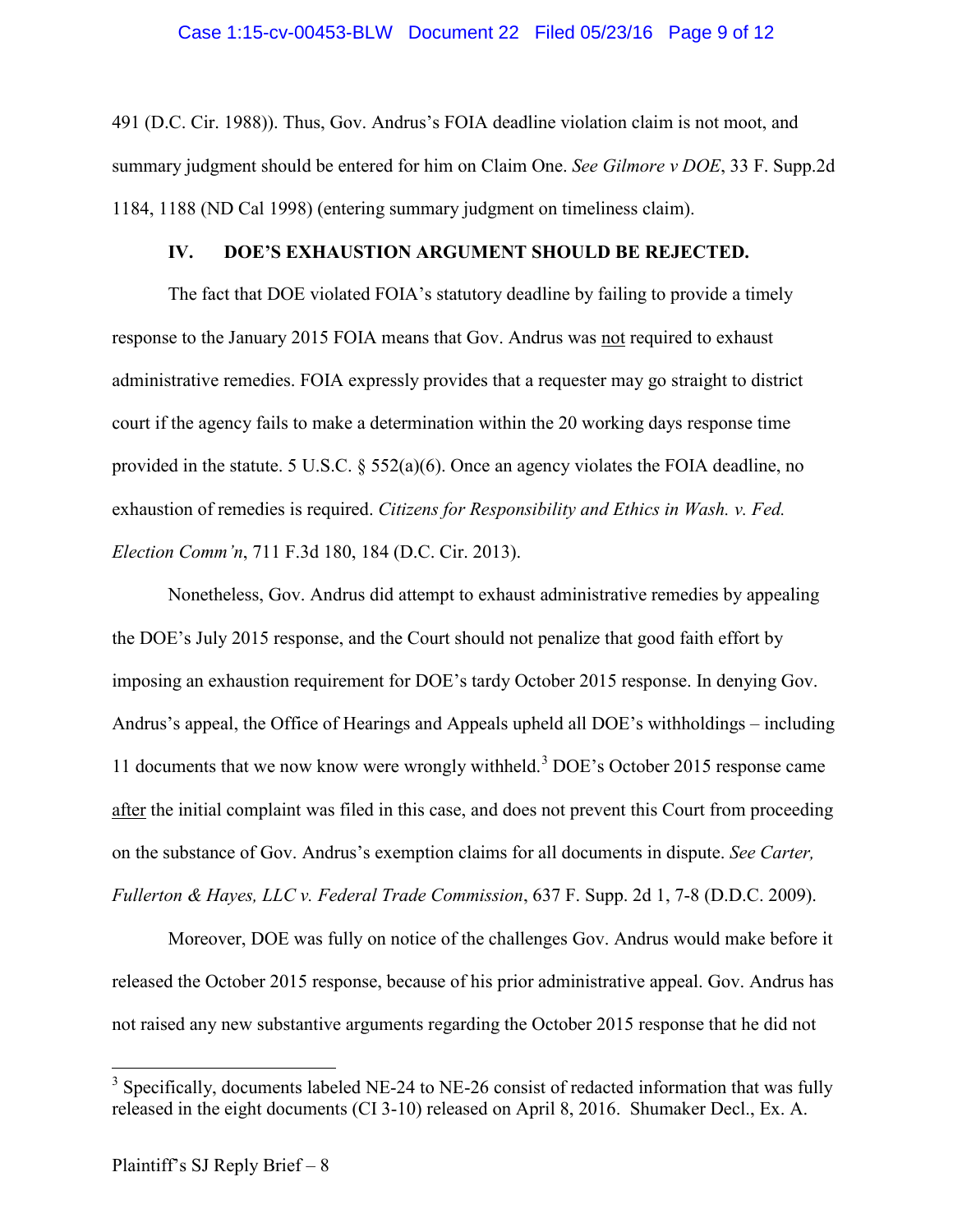491 (D.C. Cir. 1988)). Thus, Gov. Andrus's FOIA deadline violation claim is not moot, and summary judgment should be entered for him on Claim One. *See Gilmore v DOE*, 33 F. Supp.2d 1184, 1188 (ND Cal 1998) (entering summary judgment on timeliness claim).

## IV. DOE'S EXHAUSTION ARGUMENT SHOULD BE REJECTED.

The fact that DOE violated FOIA's statutory deadline by failing to provide a timely response to the January 2015 FOIA means that Gov. Andrus was <u>not</u> required to exhaust administrative remedies. FOIA expressly provides that a requester may go straight to district court if the agency fails to make a determination within the 20 working days response time provided in the statute. 5 U.S.C. § 552(a)(6). Once an agency violates the FOIA deadline, no exhaustion of remedies is required. *Citizens for Responsibility and Ethics in Wash. v. Fed. Election Comm'n*, 711 F.3d 180, 184 (D.C. Cir. 2013).

Nonetheless, Gov. Andrus did attempt to exhaust administrative remedies by appealing the DOE's July 2015 response, and the Court should not penalize that good faith effort by imposing an exhaustion requirement for DOE's tardy October 2015 response. In denying Gov. Andrus's appeal, the Office of Hearings and Appeals upheld all DOE's withholdings – including 11 documents that we now know were wrongly withheld.[3] DOE's October 2015 response came <u>after</u> the initial complaint was filed in this case, and does not prevent this Court from proceeding on the substance of Gov. Andrus's exemption claims for all documents in dispute. *See Carter, Fullerton & Hayes, LLC v. Federal Trade Commission*, 637 F. Supp. 2d 1, 7-8 (D.D.C. 2009).

Moreover, DOE was fully on notice of the challenges Gov. Andrus would make before it released the October 2015 response, because of his prior administrative appeal. Gov. Andrus has not raised any new substantive arguments regarding the October 2015 response that he did not

---

[3] Specifically, documents labeled NE-24 to NE-26 consist of redacted information that was fully released in the eight documents (CI 3-10) released on April 8, 2016. Shumaker Decl., Ex. A.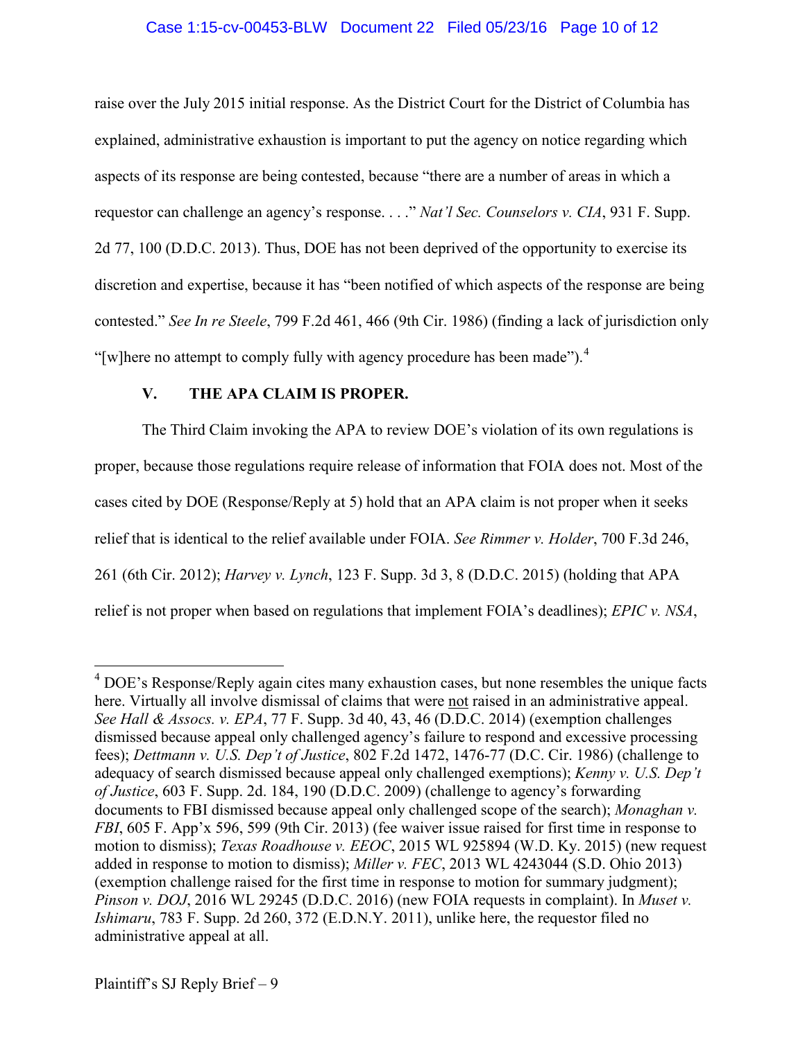raise over the July 2015 initial response. As the District Court for the District of Columbia has explained, administrative exhaustion is important to put the agency on notice regarding which aspects of its response are being contested, because "there are a number of areas in which a requestor can challenge an agency's response. . . ." *Nat'l Sec. Counselors v. CIA*, 931 F. Supp. 2d 77, 100 (D.D.C. 2013). Thus, DOE has not been deprived of the opportunity to exercise its discretion and expertise, because it has "been notified of which aspects of the response are being contested." *See In re Steele*, 799 F.2d 461, 466 (9th Cir. 1986) (finding a lack of jurisdiction only "[w]here no attempt to comply fully with agency procedure has been made").[4]

### V. THE APA CLAIM IS PROPER.

The Third Claim invoking the APA to review DOE's violation of its own regulations is proper, because those regulations require release of information that FOIA does not. Most of the cases cited by DOE (Response/Reply at 5) hold that an APA claim is not proper when it seeks relief that is identical to the relief available under FOIA. *See Rimmer v. Holder*, 700 F.3d 246, 261 (6th Cir. 2012); *Harvey v. Lynch*, 123 F. Supp. 3d 3, 8 (D.D.C. 2015) (holding that APA relief is not proper when based on regulations that implement FOIA's deadlines); *EPIC v. NSA*,

---

[4] DOE's Response/Reply again cites many exhaustion cases, but none resembles the unique facts here. Virtually all involve dismissal of claims that were <u>not</u> raised in an administrative appeal. *See Hall & Assocs. v. EPA*, 77 F. Supp. 3d 40, 43, 46 (D.D.C. 2014) (exemption challenges dismissed because appeal only challenged agency's failure to respond and excessive processing fees); *Dettmann v. U.S. Dep't of Justice*, 802 F.2d 1472, 1476-77 (D.C. Cir. 1986) (challenge to adequacy of search dismissed because appeal only challenged exemptions); *Kenny v. U.S. Dep't of Justice*, 603 F. Supp. 2d. 184, 190 (D.D.C. 2009) (challenge to agency's forwarding documents to FBI dismissed because appeal only challenged scope of the search); *Monaghan v. FBI*, 605 F. App'x 596, 599 (9th Cir. 2013) (fee waiver issue raised for first time in response to motion to dismiss); *Texas Roadhouse v. EEOC*, 2015 WL 925894 (W.D. Ky. 2015) (new request added in response to motion to dismiss); *Miller v. FEC*, 2013 WL 4243044 (S.D. Ohio 2013) (exemption challenge raised for the first time in response to motion for summary judgment); *Pinson v. DOJ*, 2016 WL 29245 (D.D.C. 2016) (new FOIA requests in complaint). In *Muset v. Ishimaru*, 783 F. Supp. 2d 260, 372 (E.D.N.Y. 2011), unlike here, the requestor filed no administrative appeal at all.

Plaintiff's SJ Reply Brief – 9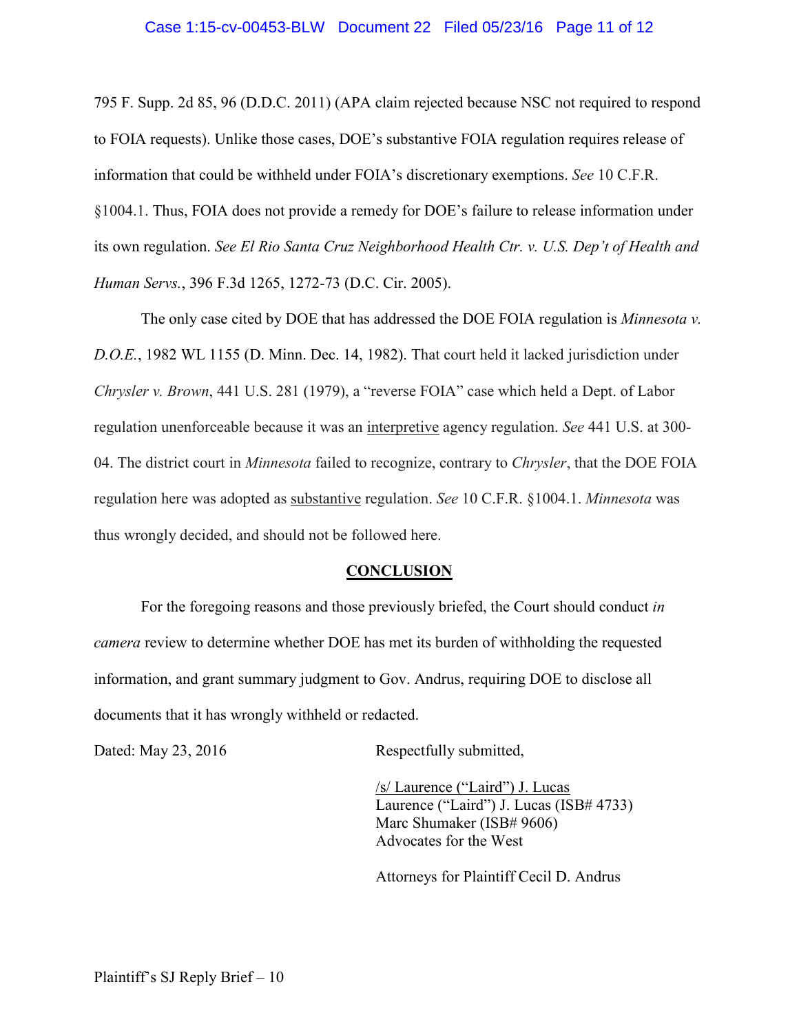795 F. Supp. 2d 85, 96 (D.D.C. 2011) (APA claim rejected because NSC not required to respond to FOIA requests). Unlike those cases, DOE's substantive FOIA regulation requires release of information that could be withheld under FOIA's discretionary exemptions. *See* 10 C.F.R. §1004.1. Thus, FOIA does not provide a remedy for DOE's failure to release information under its own regulation. *See El Rio Santa Cruz Neighborhood Health Ctr. v. U.S. Dep't of Health and Human Servs.*, 396 F.3d 1265, 1272-73 (D.C. Cir. 2005).

The only case cited by DOE that has addressed the DOE FOIA regulation is *Minnesota v. D.O.E.*, 1982 WL 1155 (D. Minn. Dec. 14, 1982). That court held it lacked jurisdiction under *Chrysler v. Brown*, 441 U.S. 281 (1979), a "reverse FOIA" case which held a Dept. of Labor regulation unenforceable because it was an <u>interpretive</u> agency regulation. *See* 441 U.S. at 300-04. The district court in *Minnesota* failed to recognize, contrary to *Chrysler*, that the DOE FOIA regulation here was adopted as <u>substantive</u> regulation. *See* 10 C.F.R. §1004.1. *Minnesota* was thus wrongly decided, and should not be followed here.

## CONCLUSION

For the foregoing reasons and those previously briefed, the Court should conduct *in camera* review to determine whether DOE has met its burden of withholding the requested information, and grant summary judgment to Gov. Andrus, requiring DOE to disclose all documents that it has wrongly withheld or redacted.

Dated: May 23, 2016

Respectfully submitted,

/s/ Laurence ("Laird") J. Lucas
Laurence ("Laird") J. Lucas (ISB# 4733)
Marc Shumaker (ISB# 9606)
Advocates for the West

Attorneys for Plaintiff Cecil D. Andrus

Plaintiff's SJ Reply Brief – 10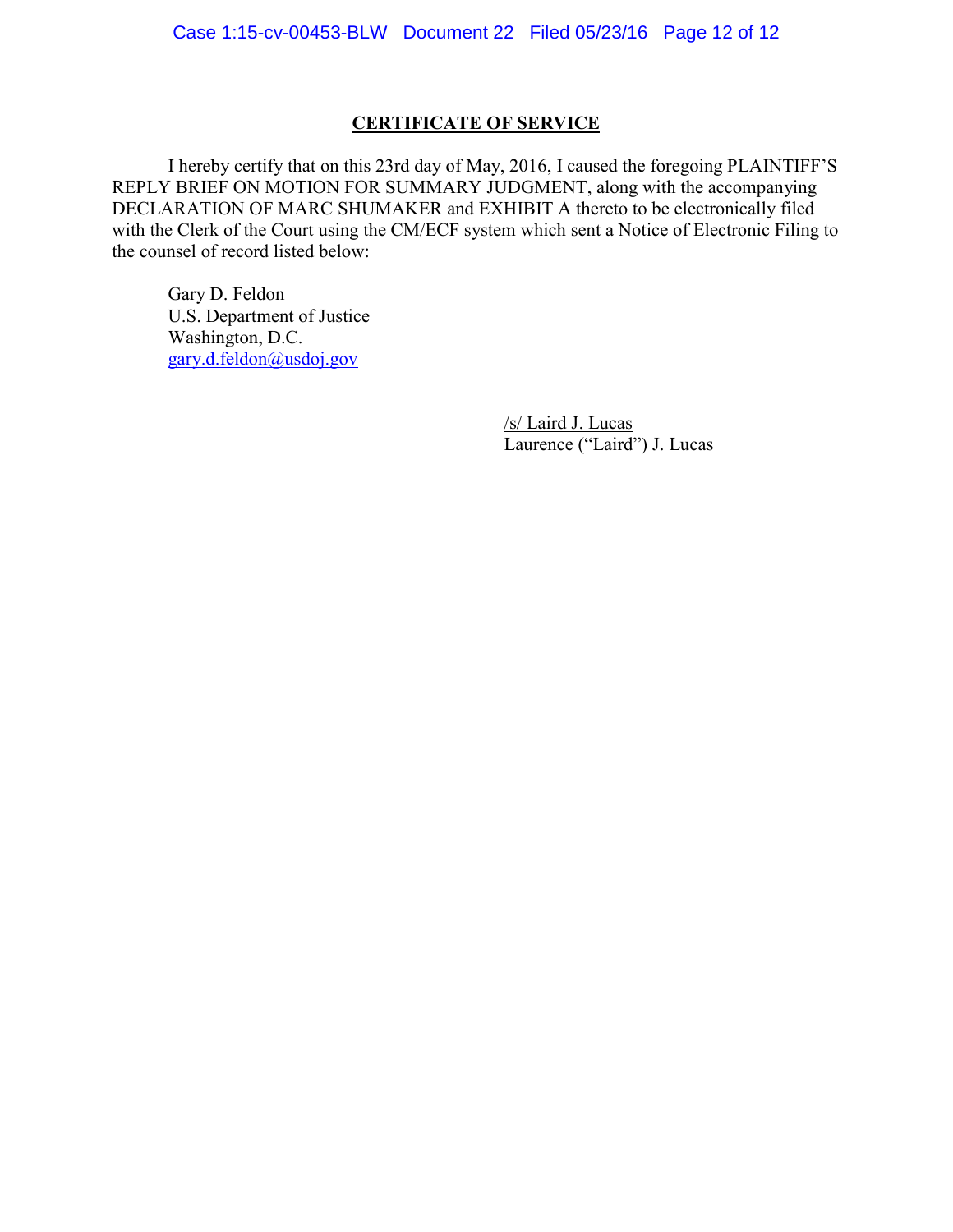## CERTIFICATE OF SERVICE

I hereby certify that on this 23rd day of May, 2016, I caused the foregoing PLAINTIFF'S REPLY BRIEF ON MOTION FOR SUMMARY JUDGMENT, along with the accompanying DECLARATION OF MARC SHUMAKER and EXHIBIT A thereto to be electronically filed with the Clerk of the Court using the CM/ECF system which sent a Notice of Electronic Filing to the counsel of record listed below:

Gary D. Feldon
U.S. Department of Justice
Washington, D.C.
gary.d.feldon@usdoj.gov

/s/ Laird J. Lucas
Laurence ("Laird") J. Lucas